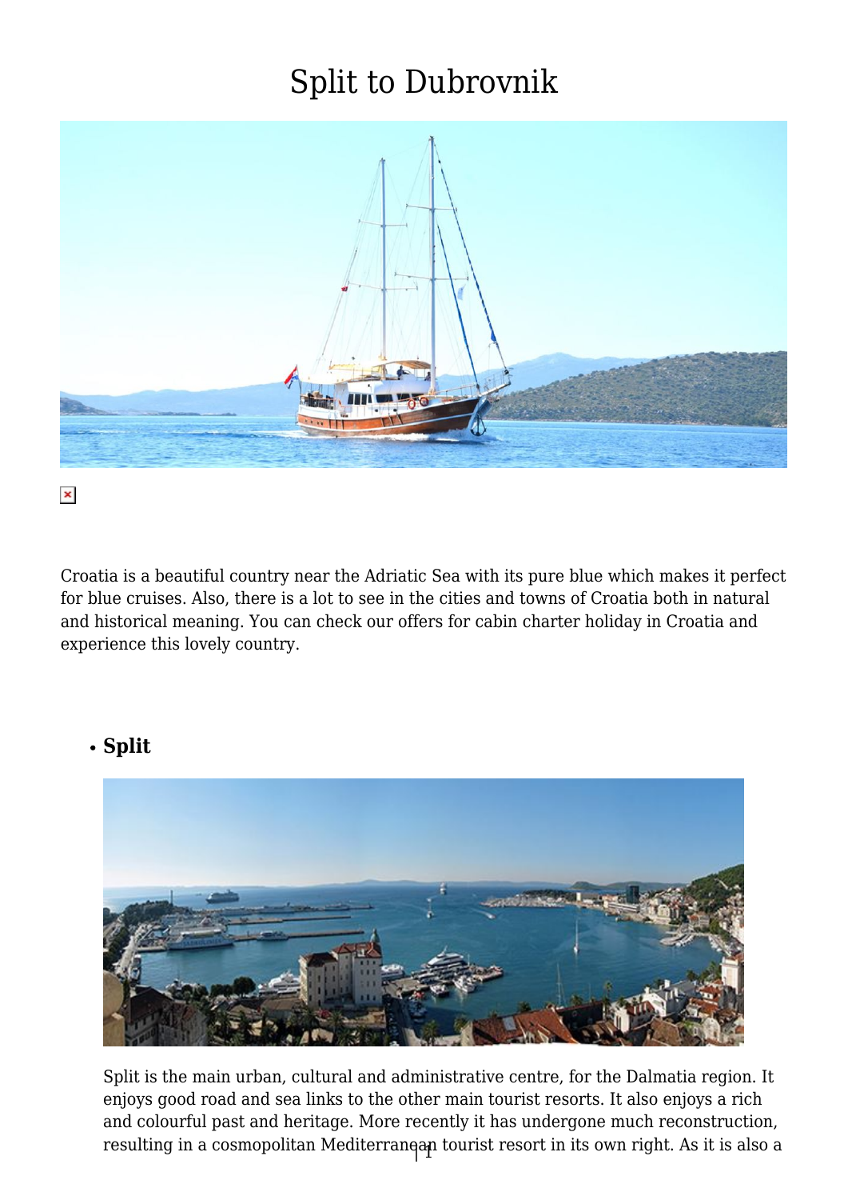# Split to Dubrovnik

Croatia is a beautiful country near the Adriatic Sea with its pure blue which makes it perfect for blue cruises. Also, there is a lot to see in the cities and towns of Croatia both in natural and historical meaning. You can check our offers for cabin charter holiday in Croatia and experience this lovely country.

- **Split**

  Split is the main urban, cultural and administrative centre, for the Dalmatia region. It enjoys good road and sea links to the other main tourist resorts. It also enjoys a rich and colourful past and heritage. More recently it has undergone much reconstruction, resulting in a cosmopolitan Mediterranean tourist resort in its own right. As it is also a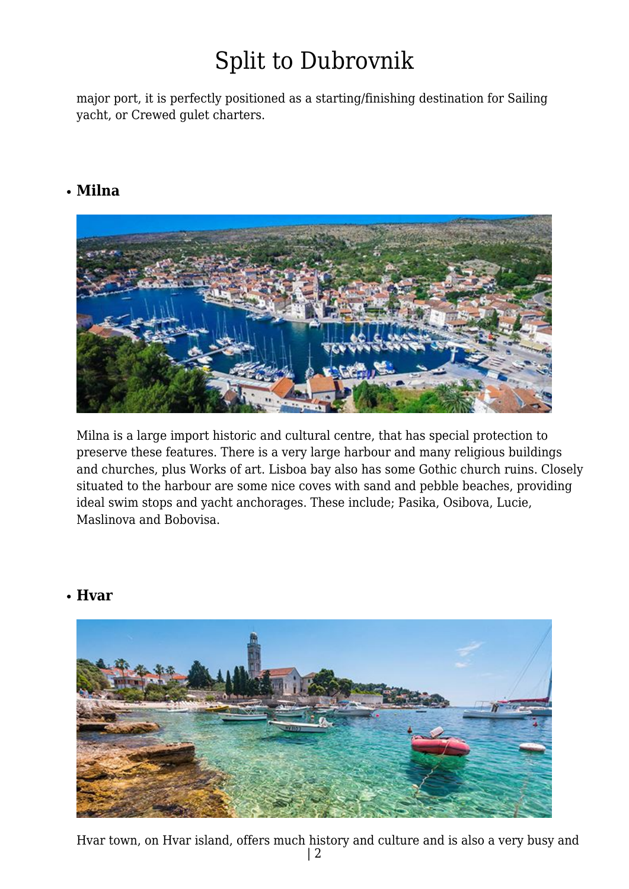major port, it is perfectly positioned as a starting/finishing destination for Sailing yacht, or Crewed gulet charters.

- **Milna**

Milna is a large import historic and cultural centre, that has special protection to preserve these features. There is a very large harbour and many religious buildings and churches, plus Works of art. Lisboa bay also has some Gothic church ruins. Closely situated to the harbour are some nice coves with sand and pebble beaches, providing ideal swim stops and yacht anchorages. These include; Pasika, Osibova, Lucie, Maslinova and Bobovisa.

- **Hvar**

Hvar town, on Hvar island, offers much history and culture and is also a very busy and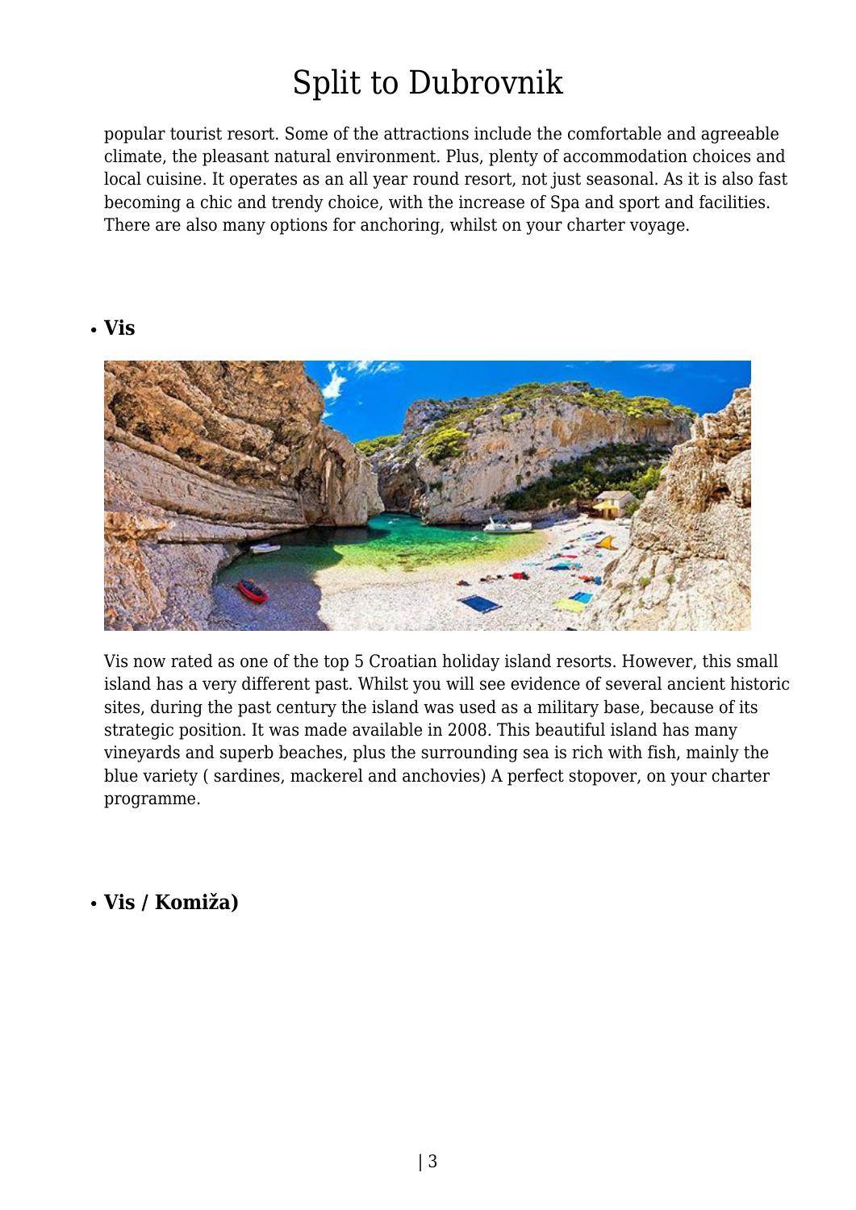popular tourist resort. Some of the attractions include the comfortable and agreeable climate, the pleasant natural environment. Plus, plenty of accommodation choices and local cuisine. It operates as an all year round resort, not just seasonal. As it is also fast becoming a chic and trendy choice, with the increase of Spa and sport and facilities. There are also many options for anchoring, whilst on your charter voyage.

- **Vis**

Vis now rated as one of the top 5 Croatian holiday island resorts. However, this small island has a very different past. Whilst you will see evidence of several ancient historic sites, during the past century the island was used as a military base, because of its strategic position. It was made available in 2008. This beautiful island has many vineyards and superb beaches, plus the surrounding sea is rich with fish, mainly the blue variety ( sardines, mackerel and anchovies) A perfect stopover, on your charter programme.

- **Vis / Komiža)**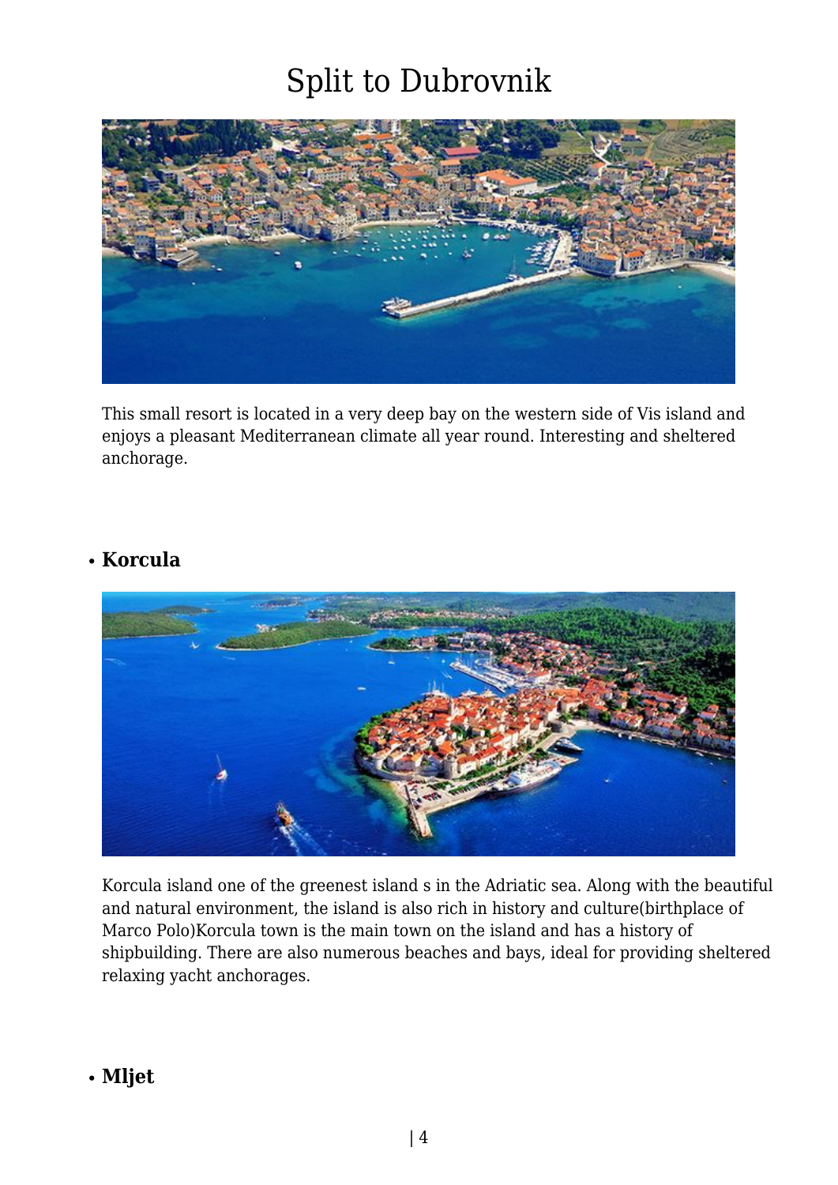# Split to Dubrovnik

This small resort is located in a very deep bay on the western side of Vis island and enjoys a pleasant Mediterranean climate all year round. Interesting and sheltered anchorage.

- **Korcula**

Korcula island one of the greenest island s in the Adriatic sea. Along with the beautiful and natural environment, the island is also rich in history and culture(birthplace of Marco Polo)Korcula town is the main town on the island and has a history of shipbuilding. There are also numerous beaches and bays, ideal for providing sheltered relaxing yacht anchorages.

- **Mljet**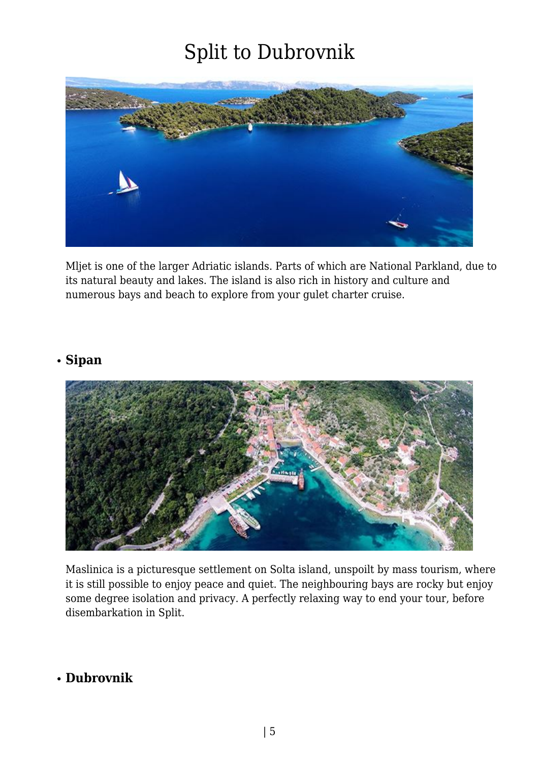# Split to Dubrovnik

Mljet is one of the larger Adriatic islands. Parts of which are National Parkland, due to its natural beauty and lakes. The island is also rich in history and culture and numerous bays and beach to explore from your gulet charter cruise.

- **Sipan**

Maslinica is a picturesque settlement on Solta island, unspoilt by mass tourism, where it is still possible to enjoy peace and quiet. The neighbouring bays are rocky but enjoy some degree isolation and privacy. A perfectly relaxing way to end your tour, before disembarkation in Split.

- **Dubrovnik**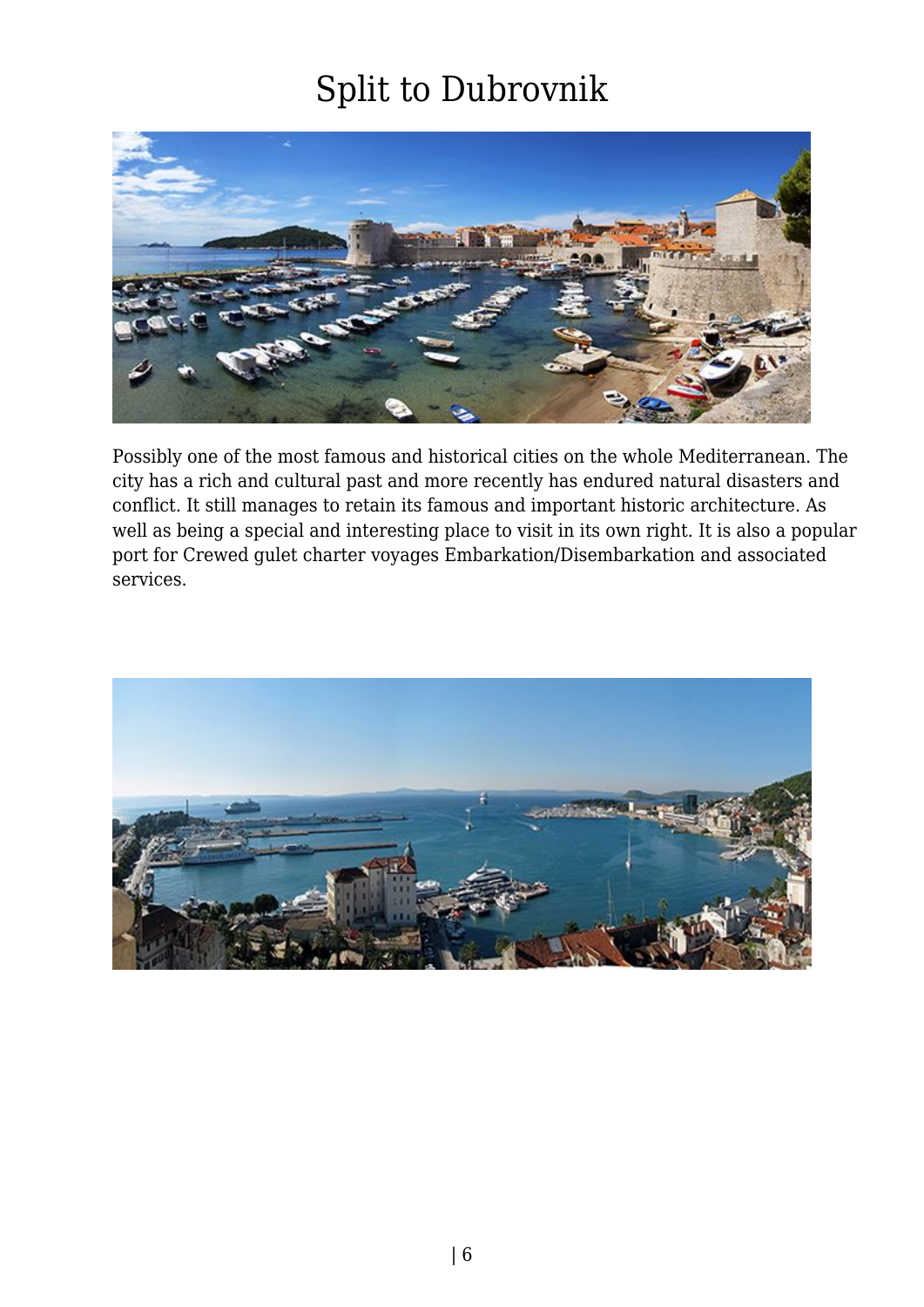# Split to Dubrovnik

Possibly one of the most famous and historical cities on the whole Mediterranean. The city has a rich and cultural past and more recently has endured natural disasters and conflict. It still manages to retain its famous and important historic architecture. As well as being a special and interesting place to visit in its own right. It is also a popular port for Crewed gulet charter voyages Embarkation/Disembarkation and associated services.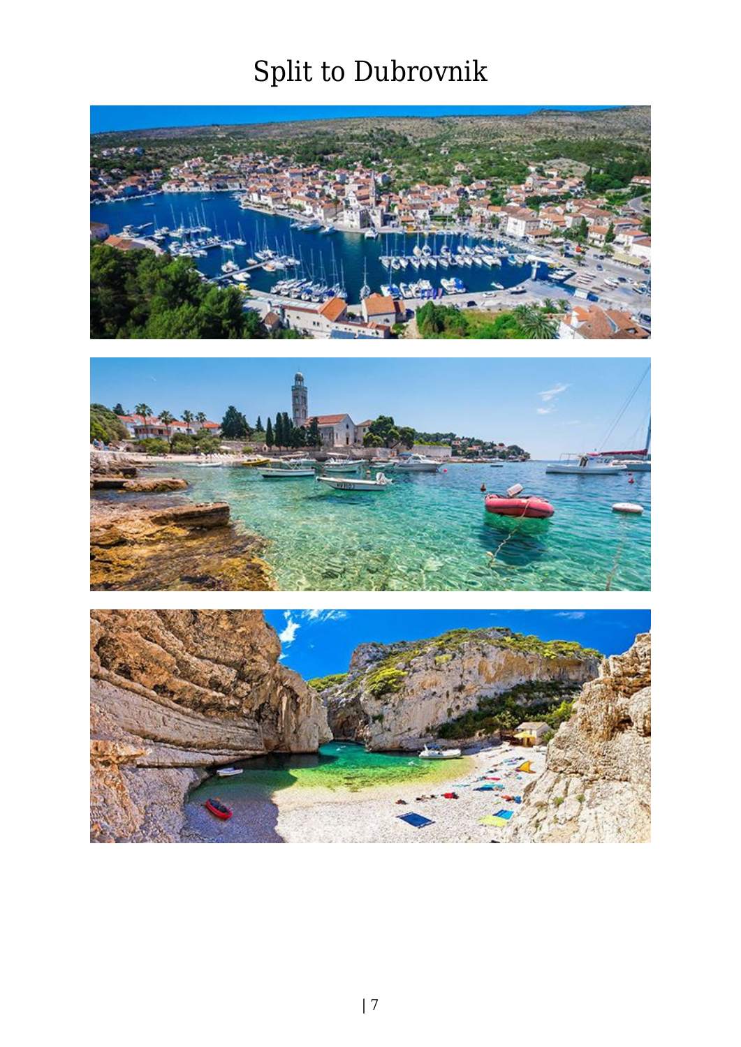# Split to Dubrovnik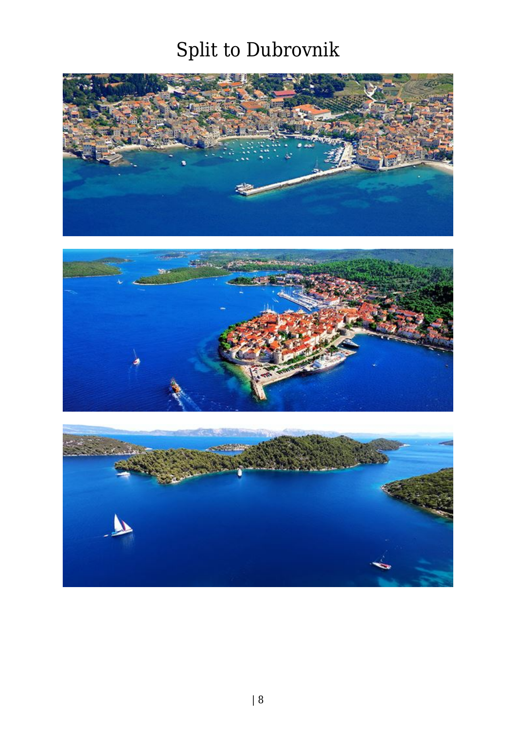# Split to Dubrovnik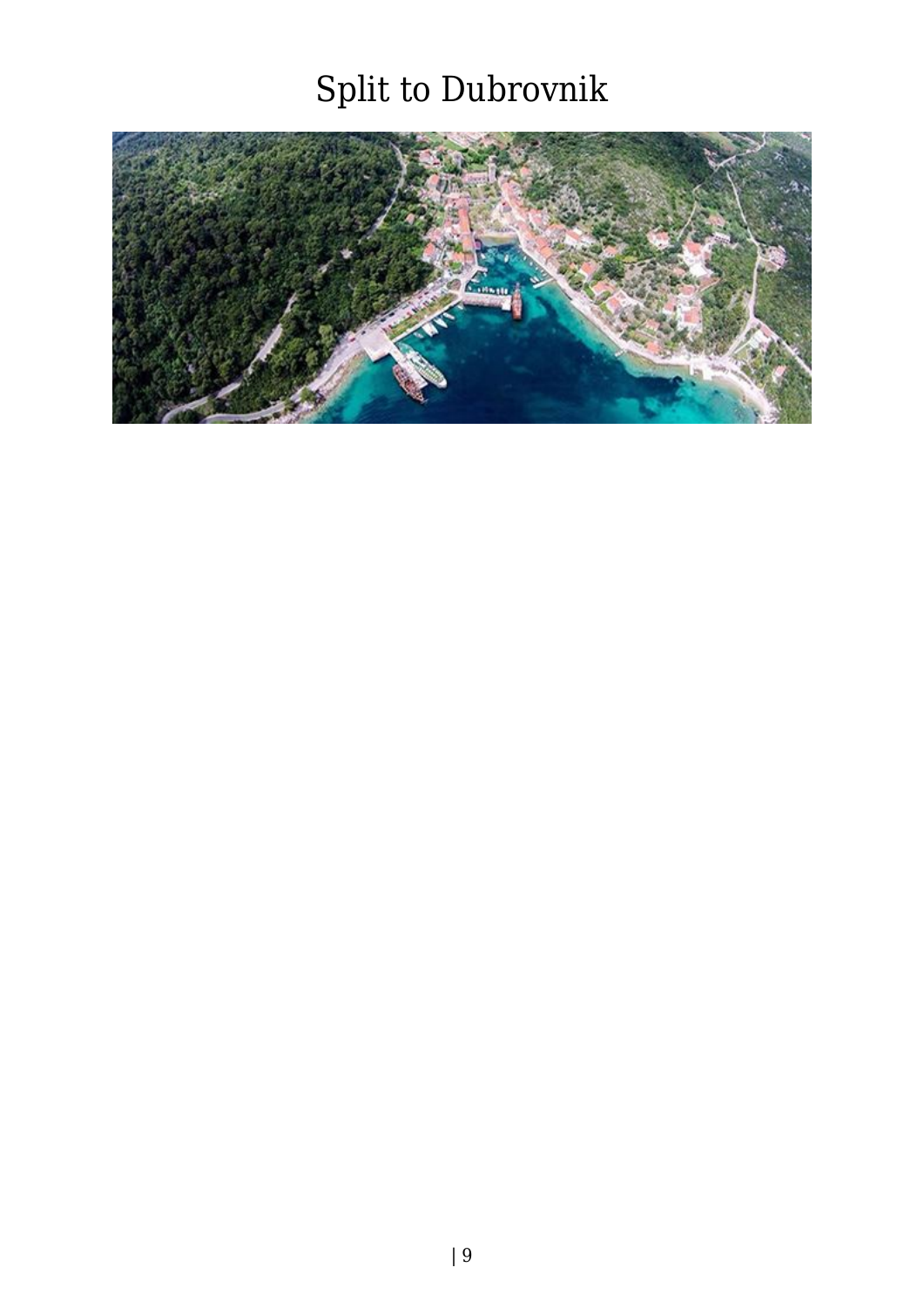# Split to Dubrovnik